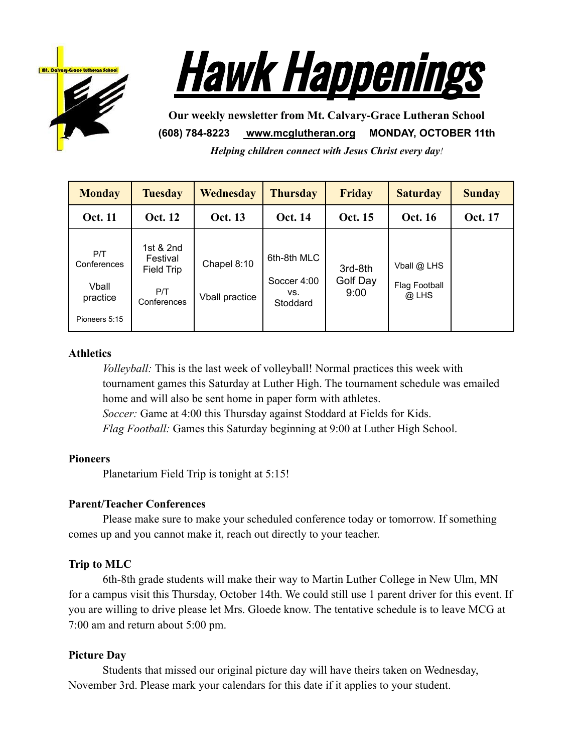# Hawk Happenings

**Our weekly newsletter from Mt. Calvary-Grace Lutheran School**

**(608) 784-8223 www.mcglutheran.org MONDAY, OCTOBER 11th**

***Helping children connect with Jesus Christ every day!***

| Monday | Tuesday | Wednesday | Thursday | Friday | Saturday | Sunday |
|---|---|---|---|---|---|---|
| **Oct. 11** | **Oct. 12** | **Oct. 13** | **Oct. 14** | **Oct. 15** | **Oct. 16** | **Oct. 17** |
| P/T Conferences<br><br>Vball practice<br><br>Pioneers 5:15 | 1st & 2nd Festival Field Trip<br><br>P/T Conferences | Chapel 8:10<br><br>Vball practice | 6th-8th MLC<br><br>Soccer 4:00 vs. Stoddard | 3rd-8th Golf Day 9:00 | Vball @ LHS<br><br>Flag Football @ LHS | |

**Athletics**

*Volleyball:* This is the last week of volleyball! Normal practices this week with tournament games this Saturday at Luther High. The tournament schedule was emailed home and will also be sent home in paper form with athletes.

*Soccer:* Game at 4:00 this Thursday against Stoddard at Fields for Kids.

*Flag Football:* Games this Saturday beginning at 9:00 at Luther High School.

**Pioneers**

Planetarium Field Trip is tonight at 5:15!

**Parent/Teacher Conferences**

Please make sure to make your scheduled conference today or tomorrow. If something comes up and you cannot make it, reach out directly to your teacher.

**Trip to MLC**

6th-8th grade students will make their way to Martin Luther College in New Ulm, MN for a campus visit this Thursday, October 14th. We could still use 1 parent driver for this event. If you are willing to drive please let Mrs. Gloede know. The tentative schedule is to leave MCG at 7:00 am and return about 5:00 pm.

**Picture Day**

Students that missed our original picture day will have theirs taken on Wednesday, November 3rd. Please mark your calendars for this date if it applies to your student.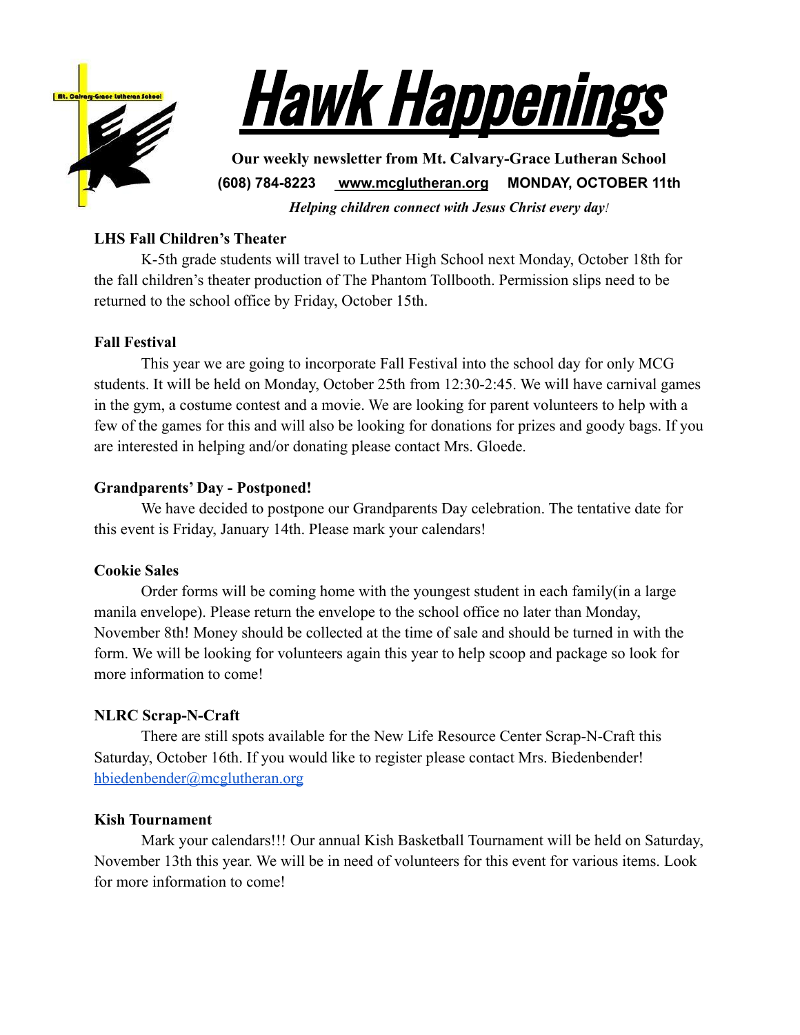# Hawk Happenings

**Our weekly newsletter from Mt. Calvary-Grace Lutheran School**

**(608) 784-8223 [www.mcglutheran.org](http://www.mcglutheran.org) MONDAY, OCTOBER 11th**

***Helping children connect with Jesus Christ every day!***

**LHS Fall Children's Theater**

K-5th grade students will travel to Luther High School next Monday, October 18th for the fall children's theater production of The Phantom Tollbooth. Permission slips need to be returned to the school office by Friday, October 15th.

**Fall Festival**

This year we are going to incorporate Fall Festival into the school day for only MCG students. It will be held on Monday, October 25th from 12:30-2:45. We will have carnival games in the gym, a costume contest and a movie. We are looking for parent volunteers to help with a few of the games for this and will also be looking for donations for prizes and goody bags. If you are interested in helping and/or donating please contact Mrs. Gloede.

**Grandparents' Day - Postponed!**

We have decided to postpone our Grandparents Day celebration. The tentative date for this event is Friday, January 14th. Please mark your calendars!

**Cookie Sales**

Order forms will be coming home with the youngest student in each family(in a large manila envelope). Please return the envelope to the school office no later than Monday, November 8th! Money should be collected at the time of sale and should be turned in with the form. We will be looking for volunteers again this year to help scoop and package so look for more information to come!

**NLRC Scrap-N-Craft**

There are still spots available for the New Life Resource Center Scrap-N-Craft this Saturday, October 16th. If you would like to register please contact Mrs. Biedenbender! [hbiedenbender@mcglutheran.org](mailto:hbiedenbender@mcglutheran.org)

**Kish Tournament**

Mark your calendars!!! Our annual Kish Basketball Tournament will be held on Saturday, November 13th this year. We will be in need of volunteers for this event for various items. Look for more information to come!